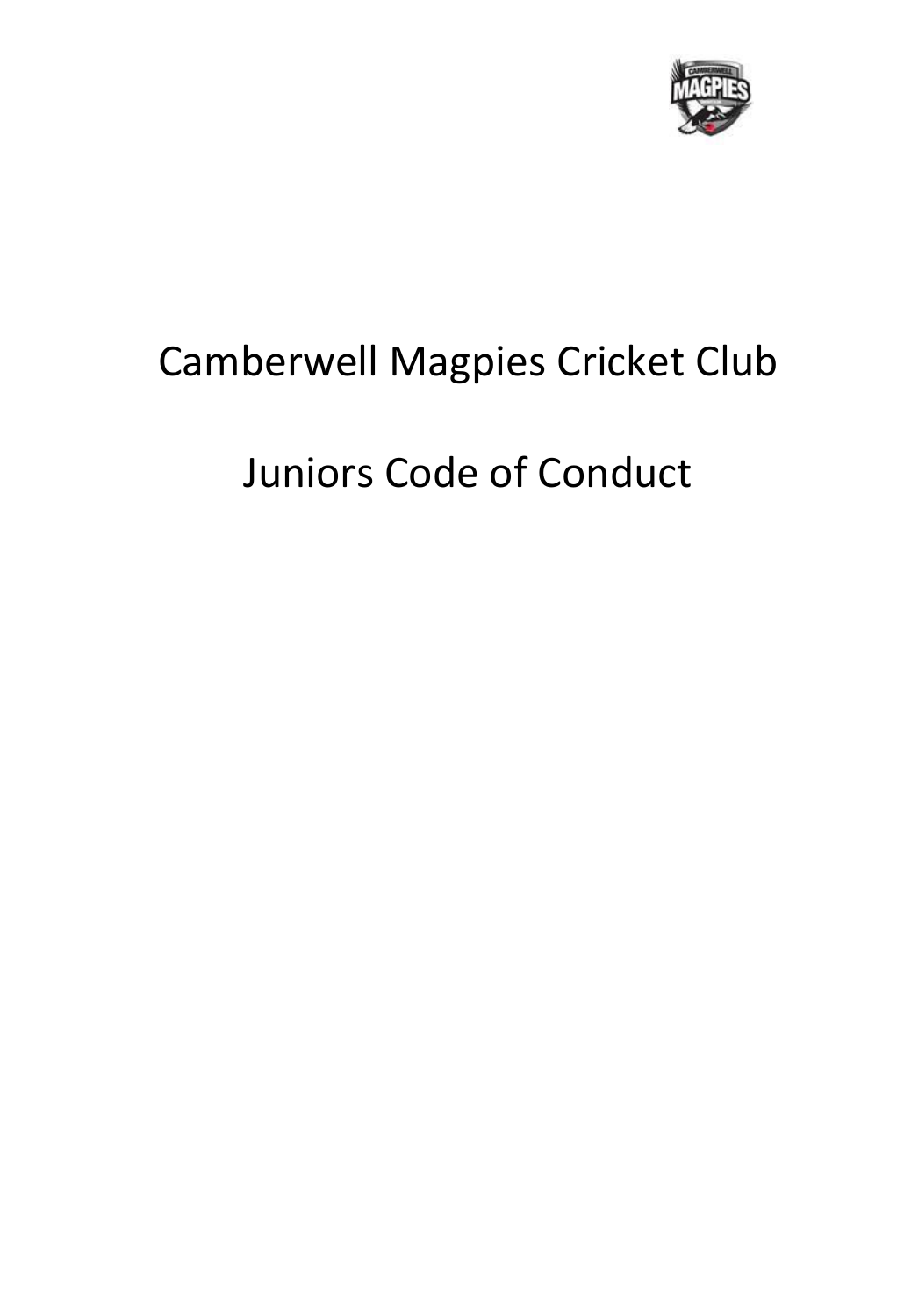# Camberwell Magpies Cricket Club

# Juniors Code of Conduct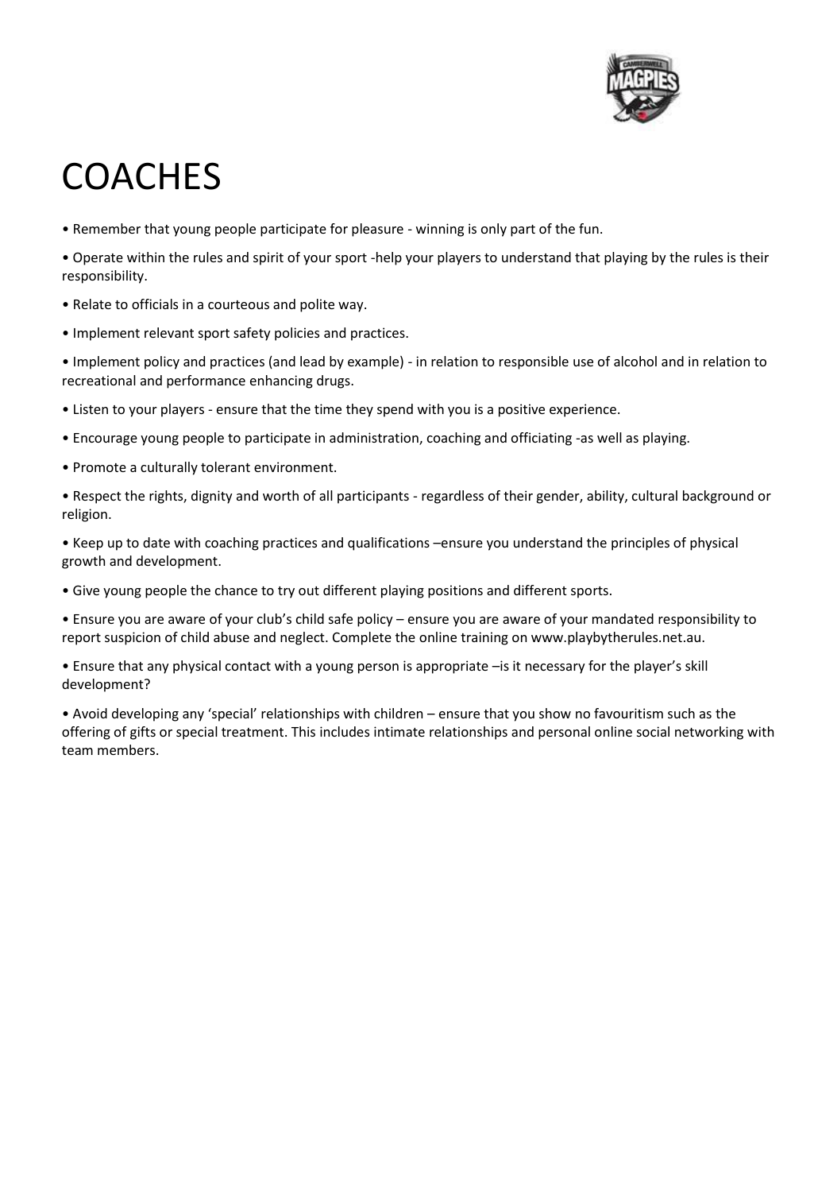# COACHES

- Remember that young people participate for pleasure - winning is only part of the fun.
- Operate within the rules and spirit of your sport -help your players to understand that playing by the rules is their responsibility.
- Relate to officials in a courteous and polite way.
- Implement relevant sport safety policies and practices.
- Implement policy and practices (and lead by example) - in relation to responsible use of alcohol and in relation to recreational and performance enhancing drugs.
- Listen to your players - ensure that the time they spend with you is a positive experience.
- Encourage young people to participate in administration, coaching and officiating -as well as playing.
- Promote a culturally tolerant environment.
- Respect the rights, dignity and worth of all participants - regardless of their gender, ability, cultural background or religion.
- Keep up to date with coaching practices and qualifications –ensure you understand the principles of physical growth and development.
- Give young people the chance to try out different playing positions and different sports.
- Ensure you are aware of your club's child safe policy – ensure you are aware of your mandated responsibility to report suspicion of child abuse and neglect. Complete the online training on www.playbytherules.net.au.
- Ensure that any physical contact with a young person is appropriate –is it necessary for the player's skill development?
- Avoid developing any 'special' relationships with children – ensure that you show no favouritism such as the offering of gifts or special treatment. This includes intimate relationships and personal online social networking with team members.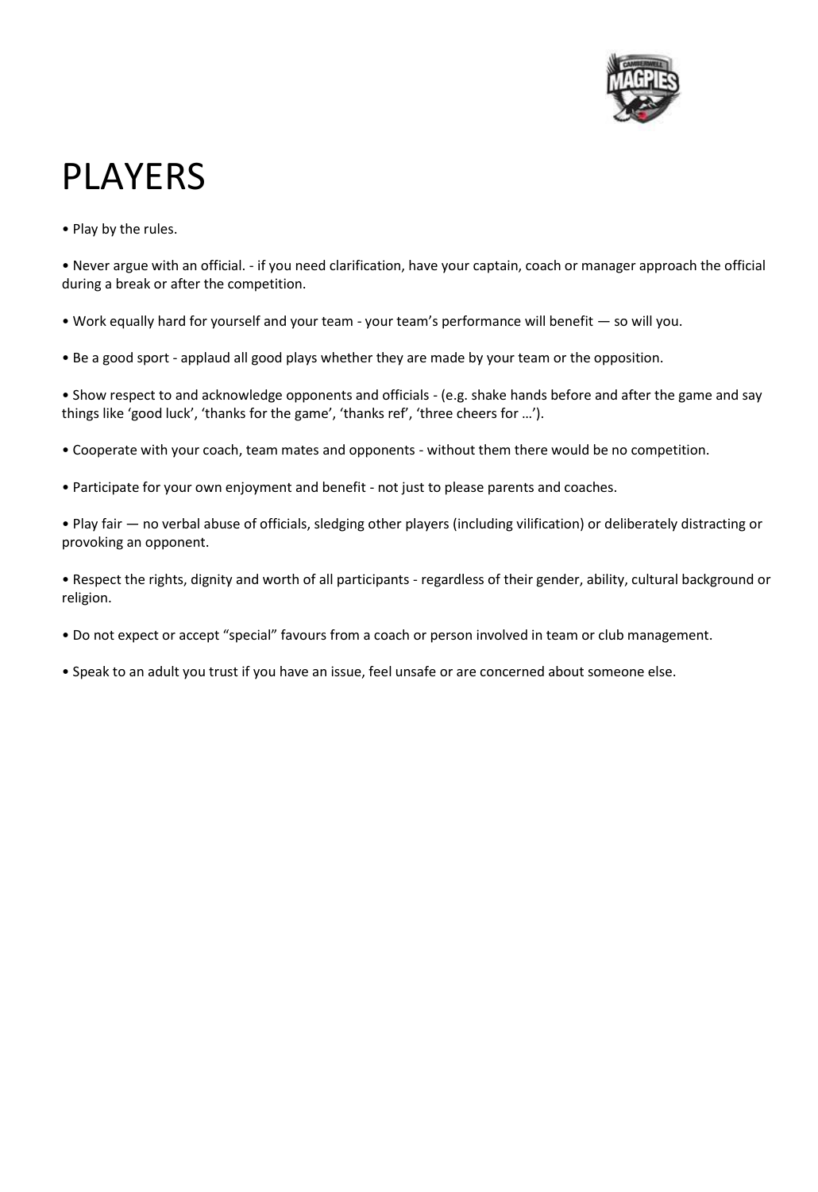# PLAYERS

- Play by the rules.

- Never argue with an official. - if you need clarification, have your captain, coach or manager approach the official during a break or after the competition.

- Work equally hard for yourself and your team - your team's performance will benefit — so will you.

- Be a good sport - applaud all good plays whether they are made by your team or the opposition.

- Show respect to and acknowledge opponents and officials - (e.g. shake hands before and after the game and say things like 'good luck', 'thanks for the game', 'thanks ref', 'three cheers for …').

- Cooperate with your coach, team mates and opponents - without them there would be no competition.

- Participate for your own enjoyment and benefit - not just to please parents and coaches.

- Play fair — no verbal abuse of officials, sledging other players (including vilification) or deliberately distracting or provoking an opponent.

- Respect the rights, dignity and worth of all participants - regardless of their gender, ability, cultural background or religion.

- Do not expect or accept "special" favours from a coach or person involved in team or club management.

- Speak to an adult you trust if you have an issue, feel unsafe or are concerned about someone else.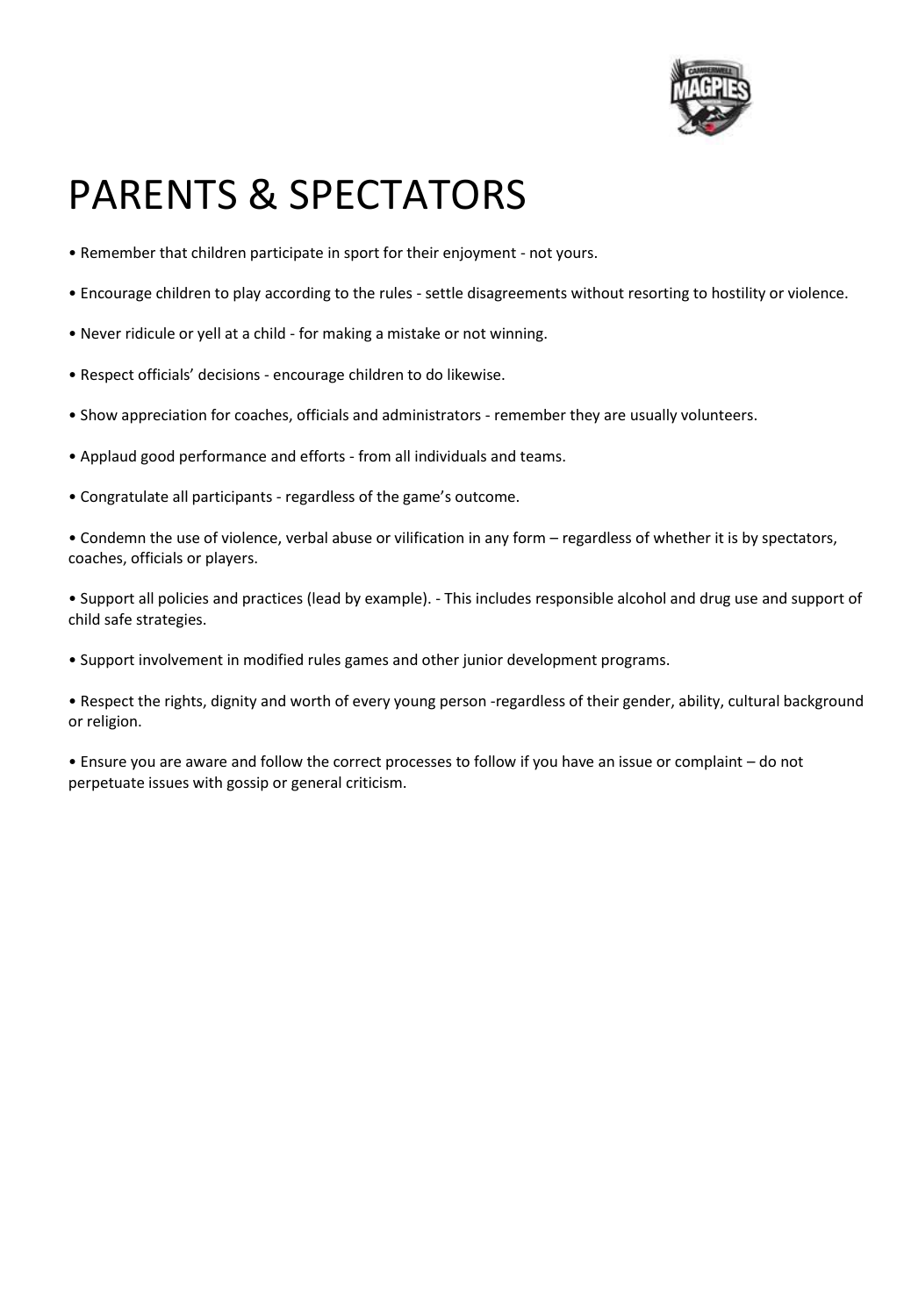# PARENTS & SPECTATORS

- Remember that children participate in sport for their enjoyment - not yours.
- Encourage children to play according to the rules - settle disagreements without resorting to hostility or violence.
- Never ridicule or yell at a child - for making a mistake or not winning.
- Respect officials' decisions - encourage children to do likewise.
- Show appreciation for coaches, officials and administrators - remember they are usually volunteers.
- Applaud good performance and efforts - from all individuals and teams.
- Congratulate all participants - regardless of the game's outcome.
- Condemn the use of violence, verbal abuse or vilification in any form – regardless of whether it is by spectators, coaches, officials or players.
- Support all policies and practices (lead by example). - This includes responsible alcohol and drug use and support of child safe strategies.
- Support involvement in modified rules games and other junior development programs.
- Respect the rights, dignity and worth of every young person -regardless of their gender, ability, cultural background or religion.
- Ensure you are aware and follow the correct processes to follow if you have an issue or complaint – do not perpetuate issues with gossip or general criticism.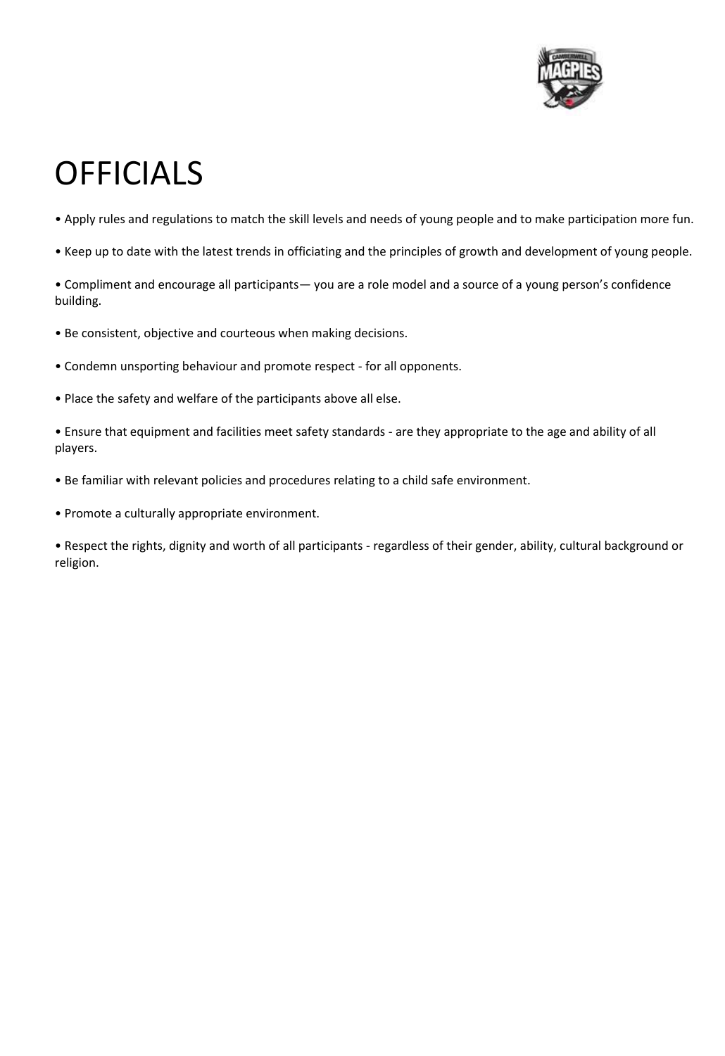# OFFICIALS

- Apply rules and regulations to match the skill levels and needs of young people and to make participation more fun.
- Keep up to date with the latest trends in officiating and the principles of growth and development of young people.
- Compliment and encourage all participants— you are a role model and a source of a young person's confidence building.
- Be consistent, objective and courteous when making decisions.
- Condemn unsporting behaviour and promote respect - for all opponents.
- Place the safety and welfare of the participants above all else.
- Ensure that equipment and facilities meet safety standards - are they appropriate to the age and ability of all players.
- Be familiar with relevant policies and procedures relating to a child safe environment.
- Promote a culturally appropriate environment.
- Respect the rights, dignity and worth of all participants - regardless of their gender, ability, cultural background or religion.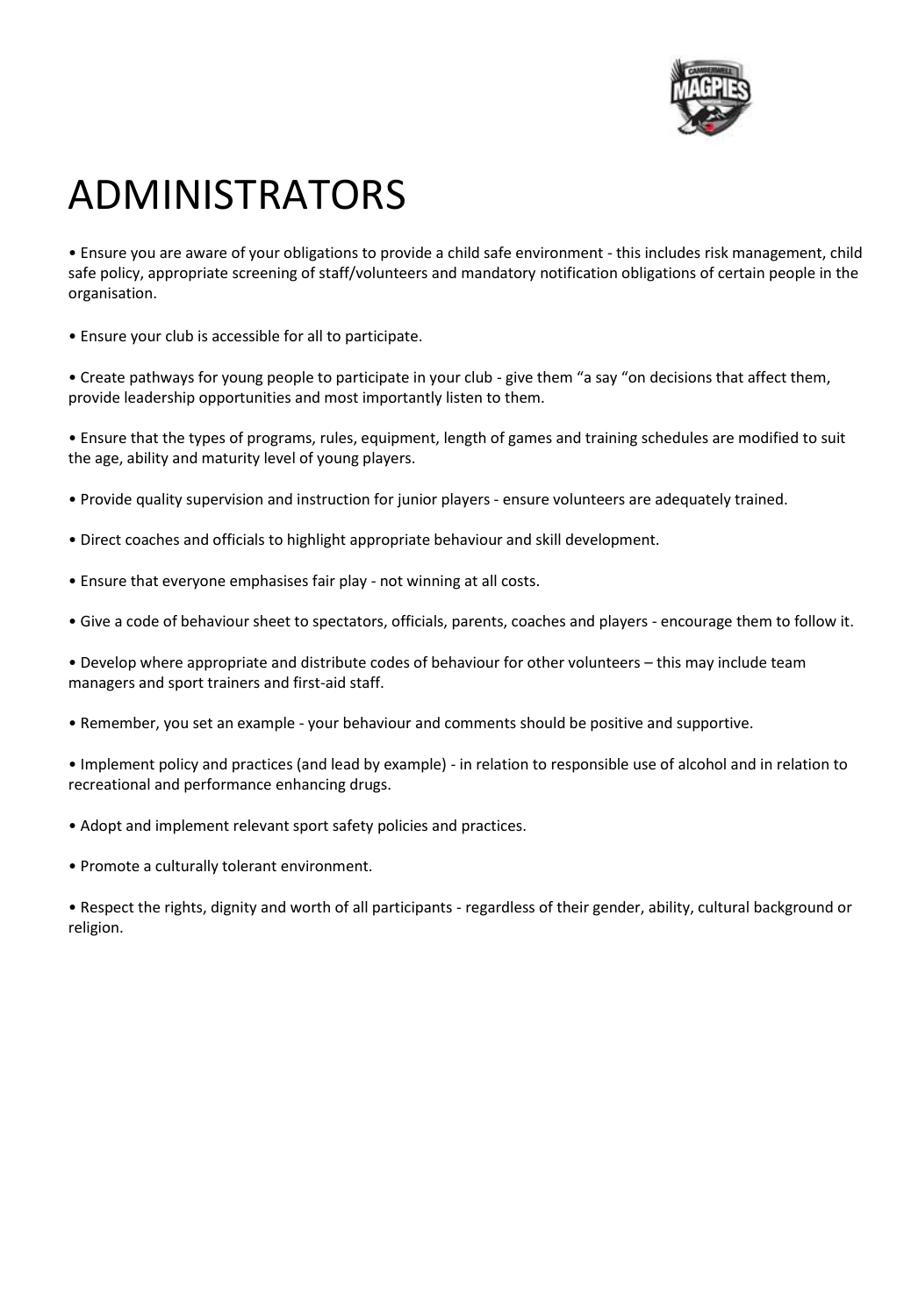# ADMINISTRATORS

• Ensure you are aware of your obligations to provide a child safe environment - this includes risk management, child safe policy, appropriate screening of staff/volunteers and mandatory notification obligations of certain people in the organisation.

• Ensure your club is accessible for all to participate.

• Create pathways for young people to participate in your club - give them "a say "on decisions that affect them, provide leadership opportunities and most importantly listen to them.

• Ensure that the types of programs, rules, equipment, length of games and training schedules are modified to suit the age, ability and maturity level of young players.

• Provide quality supervision and instruction for junior players - ensure volunteers are adequately trained.

• Direct coaches and officials to highlight appropriate behaviour and skill development.

• Ensure that everyone emphasises fair play - not winning at all costs.

• Give a code of behaviour sheet to spectators, officials, parents, coaches and players - encourage them to follow it.

• Develop where appropriate and distribute codes of behaviour for other volunteers – this may include team managers and sport trainers and first-aid staff.

• Remember, you set an example - your behaviour and comments should be positive and supportive.

• Implement policy and practices (and lead by example) - in relation to responsible use of alcohol and in relation to recreational and performance enhancing drugs.

• Adopt and implement relevant sport safety policies and practices.

• Promote a culturally tolerant environment.

• Respect the rights, dignity and worth of all participants - regardless of their gender, ability, cultural background or religion.